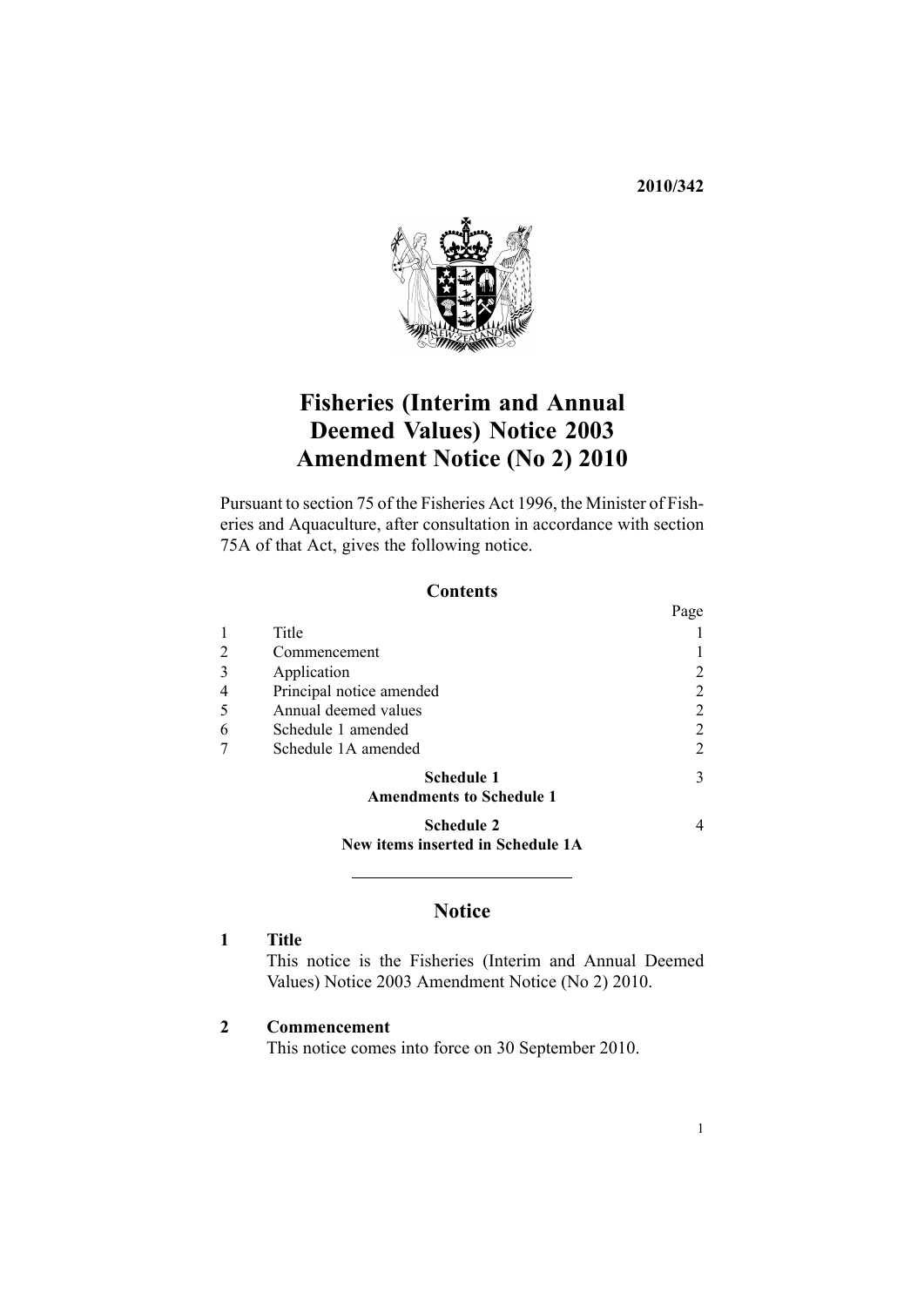2010/342

# Fisheries (Interim and Annual Deemed Values) Notice 2003 Amendment Notice (No 2) 2010

Pursuant to section 75 of the Fisheries Act 1996, the Minister of Fisheries and Aquaculture, after consultation in accordance with section 75A of that Act, gives the following notice.

## Contents

| | | Page |
|---|---|---|
| 1 | Title | 1 |
| 2 | Commencement | 1 |
| 3 | Application | 2 |
| 4 | Principal notice amended | 2 |
| 5 | Annual deemed values | 2 |
| 6 | Schedule 1 amended | 2 |
| 7 | Schedule 1A amended | 2 |
| | **Schedule 1**<br>**Amendments to Schedule 1** | 3 |
| | **Schedule 2**<br>**New items inserted in Schedule 1A** | 4 |

## Notice

### 1 Title

This notice is the Fisheries (Interim and Annual Deemed Values) Notice 2003 Amendment Notice (No 2) 2010.

### 2 Commencement

This notice comes into force on 30 September 2010.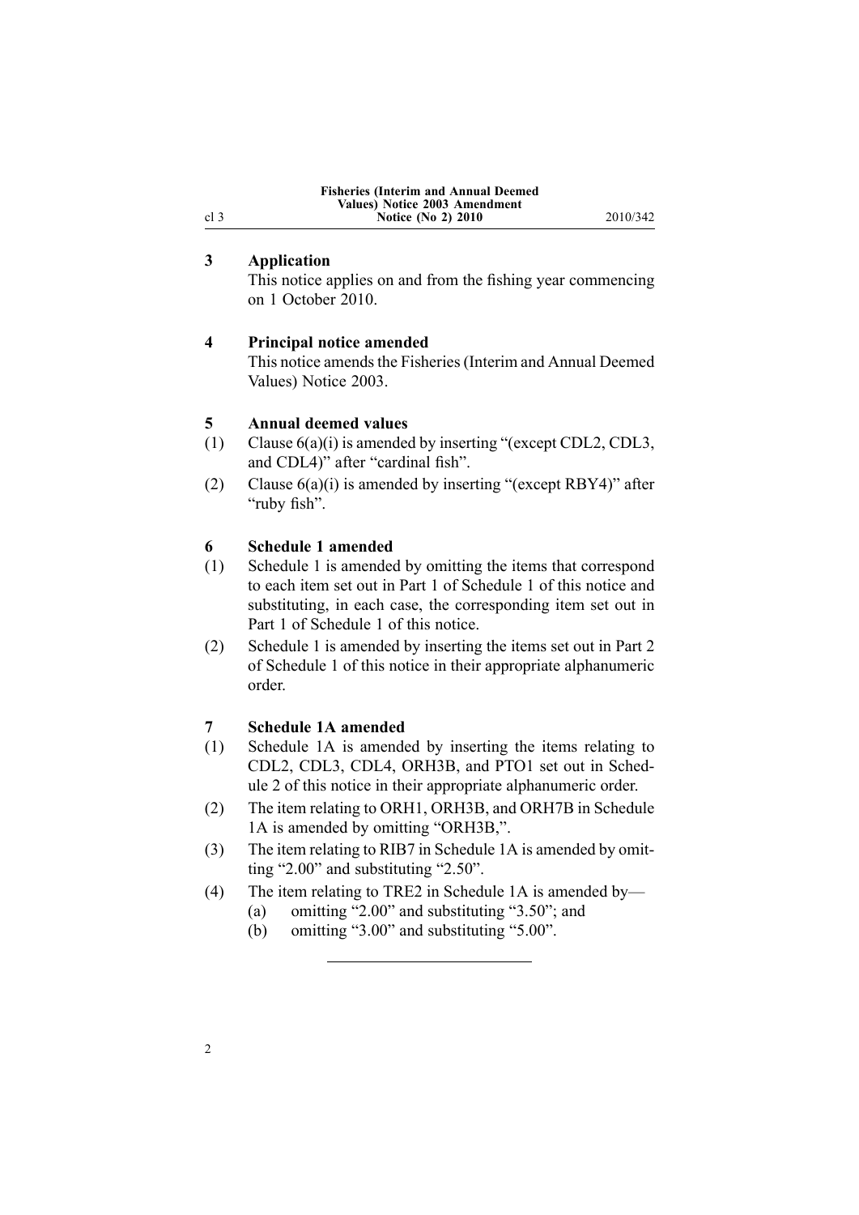### 3 Application

This notice applies on and from the fishing year commencing on 1 October 2010.

### 4 Principal notice amended

This notice amends the Fisheries (Interim and Annual Deemed Values) Notice 2003.

### 5 Annual deemed values

(1) Clause 6(a)(i) is amended by inserting "(except CDL2, CDL3, and CDL4)" after "cardinal fish".

(2) Clause 6(a)(i) is amended by inserting "(except RBY4)" after "ruby fish".

### 6 Schedule 1 amended

(1) Schedule 1 is amended by omitting the items that correspond to each item set out in Part 1 of Schedule 1 of this notice and substituting, in each case, the corresponding item set out in Part 1 of Schedule 1 of this notice.

(2) Schedule 1 is amended by inserting the items set out in Part 2 of Schedule 1 of this notice in their appropriate alphanumeric order.

### 7 Schedule 1A amended

(1) Schedule 1A is amended by inserting the items relating to CDL2, CDL3, CDL4, ORH3B, and PTO1 set out in Schedule 2 of this notice in their appropriate alphanumeric order.

(2) The item relating to ORH1, ORH3B, and ORH7B in Schedule 1A is amended by omitting "ORH3B,".

(3) The item relating to RIB7 in Schedule 1A is amended by omitting "2.00" and substituting "2.50".

(4) The item relating to TRE2 in Schedule 1A is amended by—

  (a) omitting "2.00" and substituting "3.50"; and

  (b) omitting "3.00" and substituting "5.00".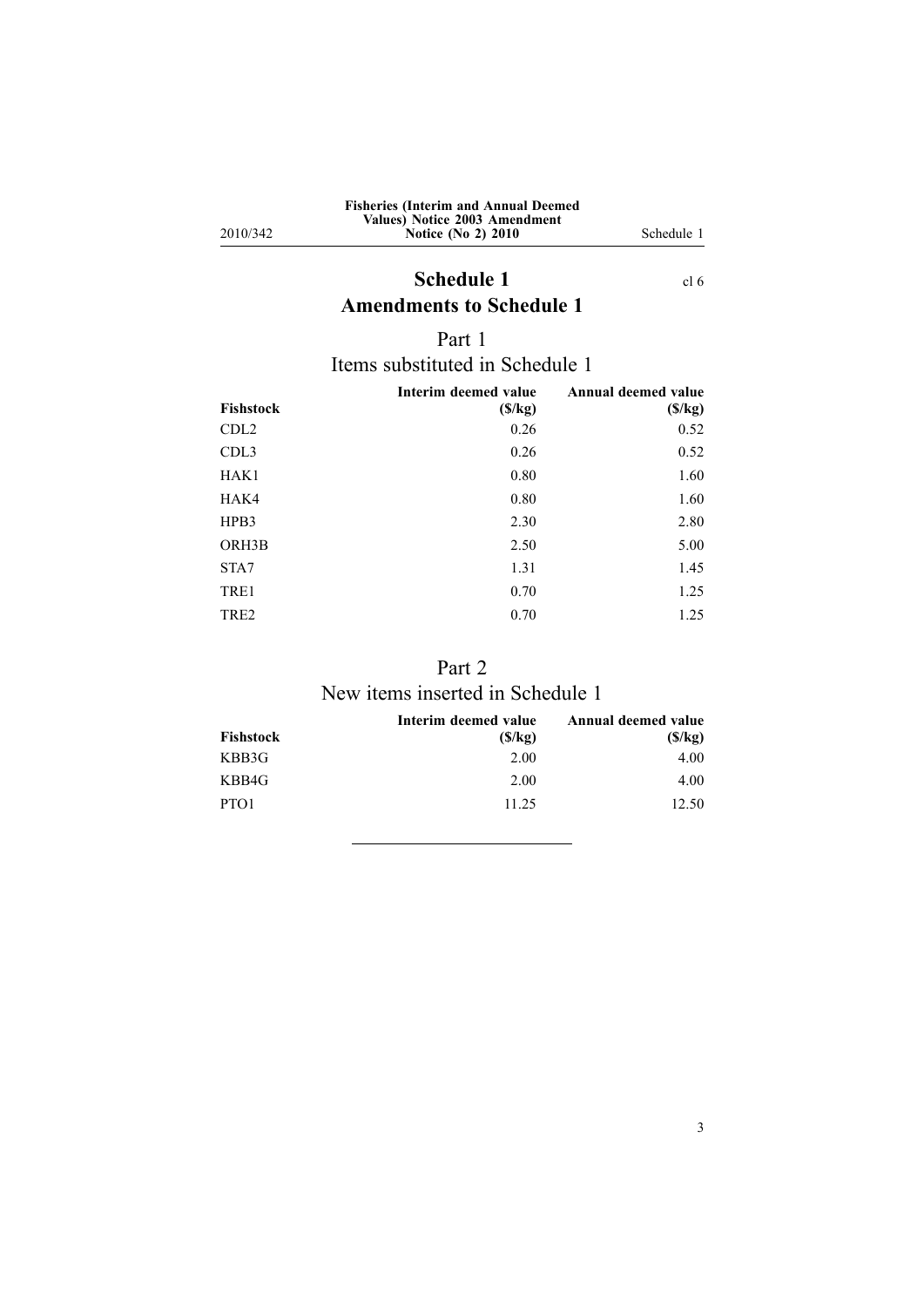# Schedule 1 Amendments to Schedule 1

cl 6

## Part 1 Items substituted in Schedule 1

| Fishstock | Interim deemed value ($/kg) | Annual deemed value ($/kg) |
|---|---|---|
| CDL2 | 0.26 | 0.52 |
| CDL3 | 0.26 | 0.52 |
| HAK1 | 0.80 | 1.60 |
| HAK4 | 0.80 | 1.60 |
| HPB3 | 2.30 | 2.80 |
| ORH3B | 2.50 | 5.00 |
| STA7 | 1.31 | 1.45 |
| TRE1 | 0.70 | 1.25 |
| TRE2 | 0.70 | 1.25 |

## Part 2 New items inserted in Schedule 1

| Fishstock | Interim deemed value ($/kg) | Annual deemed value ($/kg) |
|---|---|---|
| KBB3G | 2.00 | 4.00 |
| KBB4G | 2.00 | 4.00 |
| PTO1 | 11.25 | 12.50 |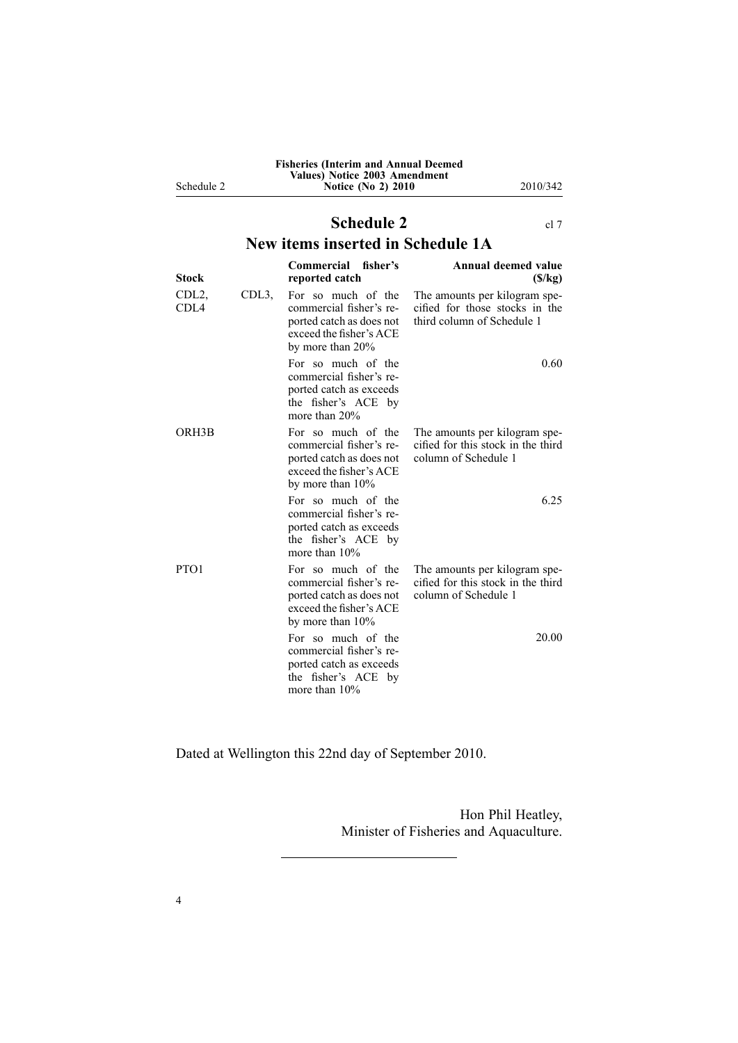# Schedule 2

cl 7

## New items inserted in Schedule 1A

| Stock | Commercial fisher's reported catch | Annual deemed value ($/kg) |
|---|---|---|
| CDL2, CDL3, CDL4 | For so much of the commercial fisher's reported catch as does not exceed the fisher's ACE by more than 20% | The amounts per kilogram specified for those stocks in the third column of Schedule 1 |
| | For so much of the commercial fisher's reported catch as exceeds the fisher's ACE by more than 20% | 0.60 |
| ORH3B | For so much of the commercial fisher's reported catch as does not exceed the fisher's ACE by more than 10% | The amounts per kilogram specified for this stock in the third column of Schedule 1 |
| | For so much of the commercial fisher's reported catch as exceeds the fisher's ACE by more than 10% | 6.25 |
| PTO1 | For so much of the commercial fisher's reported catch as does not exceed the fisher's ACE by more than 10% | The amounts per kilogram specified for this stock in the third column of Schedule 1 |
| | For so much of the commercial fisher's reported catch as exceeds the fisher's ACE by more than 10% | 20.00 |

Dated at Wellington this 22nd day of September 2010.

Hon Phil Heatley,
Minister of Fisheries and Aquaculture.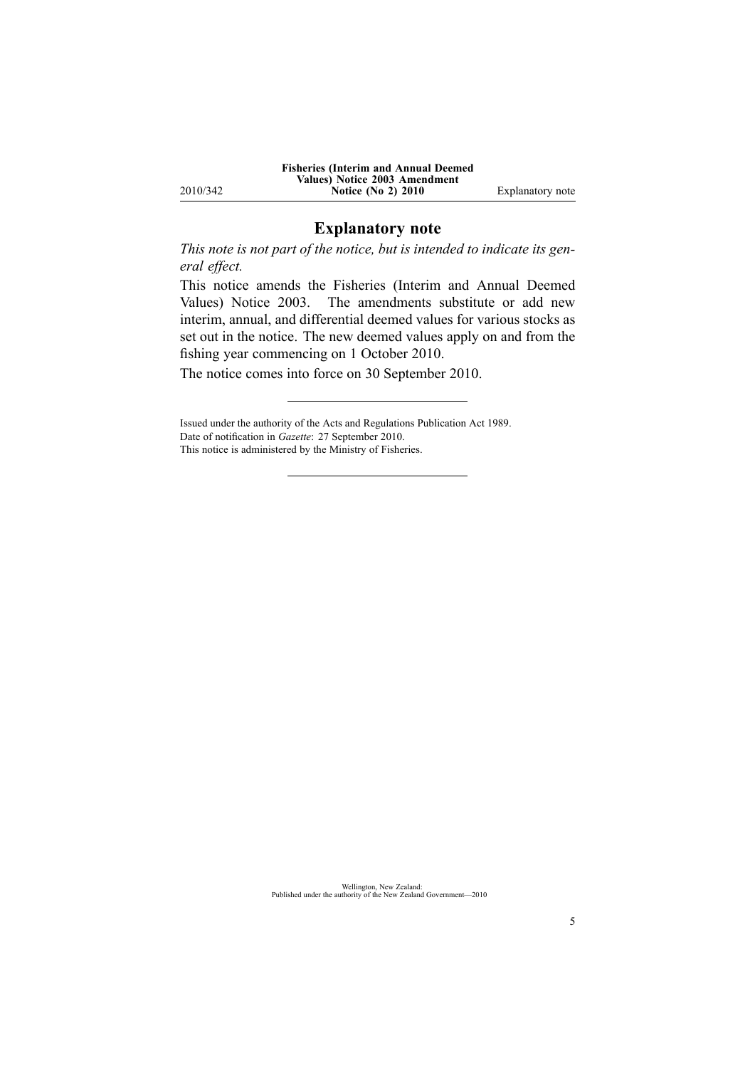## Explanatory note

*This note is not part of the notice, but is intended to indicate its general effect.*

This notice amends the Fisheries (Interim and Annual Deemed Values) Notice 2003. The amendments substitute or add new interim, annual, and differential deemed values for various stocks as set out in the notice. The new deemed values apply on and from the fishing year commencing on 1 October 2010.

The notice comes into force on 30 September 2010.

---

Issued under the authority of the Acts and Regulations Publication Act 1989.
Date of notification in *Gazette*: 27 September 2010.
This notice is administered by the Ministry of Fisheries.

---

Wellington, New Zealand:
Published under the authority of the New Zealand Government—2010